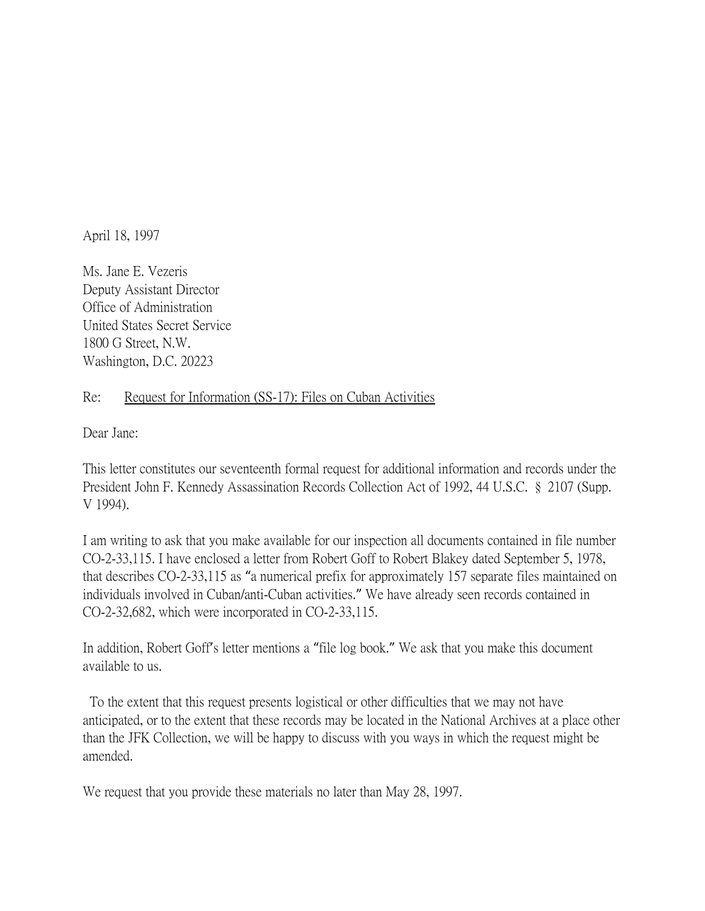April 18, 1997

Ms. Jane E. Vezeris
Deputy Assistant Director
Office of Administration
United States Secret Service
1800 G Street, N.W.
Washington, D.C. 20223

Re: Request for Information (SS-17): Files on Cuban Activities

Dear Jane:

This letter constitutes our seventeenth formal request for additional information and records under the President John F. Kennedy Assassination Records Collection Act of 1992, 44 U.S.C. § 2107 (Supp. V 1994).

I am writing to ask that you make available for our inspection all documents contained in file number CO-2-33,115. I have enclosed a letter from Robert Goff to Robert Blakey dated September 5, 1978, that describes CO-2-33,115 as "a numerical prefix for approximately 157 separate files maintained on individuals involved in Cuban/anti-Cuban activities." We have already seen records contained in CO-2-32,682, which were incorporated in CO-2-33,115.

In addition, Robert Goff's letter mentions a "file log book." We ask that you make this document available to us.

To the extent that this request presents logistical or other difficulties that we may not have anticipated, or to the extent that these records may be located in the National Archives at a place other than the JFK Collection, we will be happy to discuss with you ways in which the request might be amended.

We request that you provide these materials no later than May 28, 1997.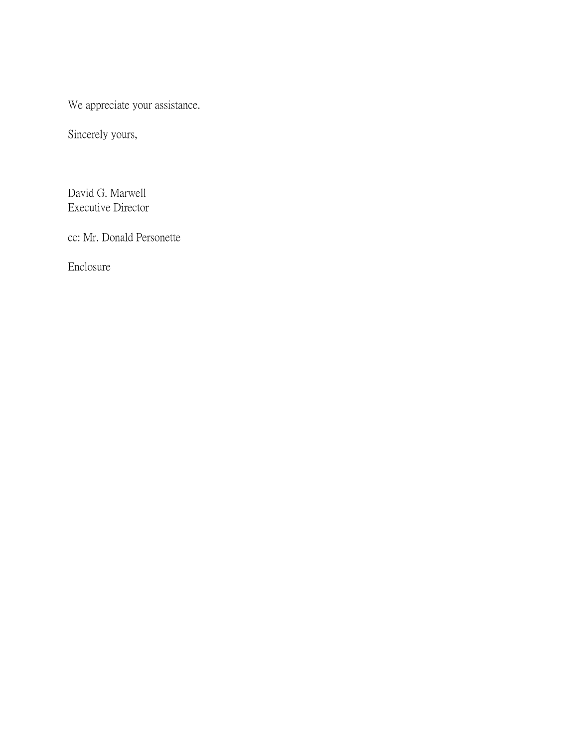We appreciate your assistance.

Sincerely yours,

David G. Marwell
Executive Director

cc: Mr. Donald Personette

Enclosure